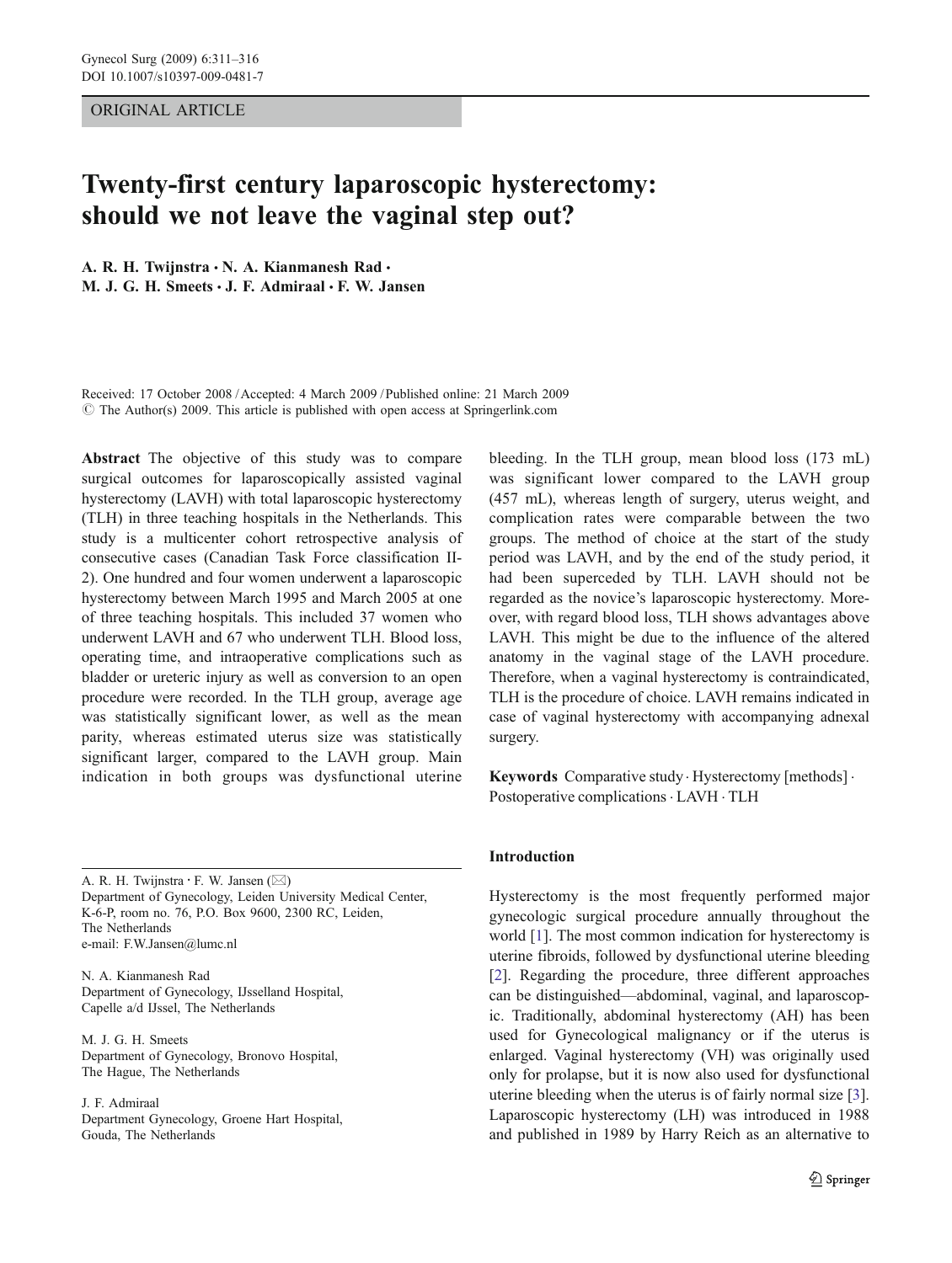ORIGINAL ARTICLE

# Twenty-first century laparoscopic hysterectomy: should we not leave the vaginal step out?

**A. R. H. Twijnstra · N. A. Kianmanesh Rad · M. J. G. H. Smeets · J. F. Admiraal · F. W. Jansen**

Received: 17 October 2008 / Accepted: 4 March 2009 / Published online: 21 March 2009
© The Author(s) 2009. This article is published with open access at Springerlink.com

**Abstract** The objective of this study was to compare surgical outcomes for laparoscopically assisted vaginal hysterectomy (LAVH) with total laparoscopic hysterectomy (TLH) in three teaching hospitals in the Netherlands. This study is a multicenter cohort retrospective analysis of consecutive cases (Canadian Task Force classification II-2). One hundred and four women underwent a laparoscopic hysterectomy between March 1995 and March 2005 at one of three teaching hospitals. This included 37 women who underwent LAVH and 67 who underwent TLH. Blood loss, operating time, and intraoperative complications such as bladder or ureteric injury as well as conversion to an open procedure were recorded. In the TLH group, average age was statistically significant lower, as well as the mean parity, whereas estimated uterus size was statistically significant larger, compared to the LAVH group. Main indication in both groups was dysfunctional uterine bleeding. In the TLH group, mean blood loss (173 mL) was significant lower compared to the LAVH group (457 mL), whereas length of surgery, uterus weight, and complication rates were comparable between the two groups. The method of choice at the start of the study period was LAVH, and by the end of the study period, it had been superceded by TLH. LAVH should not be regarded as the novice's laparoscopic hysterectomy. Moreover, with regard blood loss, TLH shows advantages above LAVH. This might be due to the influence of the altered anatomy in the vaginal stage of the LAVH procedure. Therefore, when a vaginal hysterectomy is contraindicated, TLH is the procedure of choice. LAVH remains indicated in case of vaginal hysterectomy with accompanying adnexal surgery.

**Keywords** Comparative study · Hysterectomy [methods] · Postoperative complications · LAVH · TLH

A. R. H. Twijnstra · F. W. Jansen (✉)
Department of Gynecology, Leiden University Medical Center, K-6-P, room no. 76, P.O. Box 9600, 2300 RC, Leiden, The Netherlands
e-mail: F.W.Jansen@lumc.nl

N. A. Kianmanesh Rad
Department of Gynecology, IJsselland Hospital, Capelle a/d IJssel, The Netherlands

M. J. G. H. Smeets
Department of Gynecology, Bronovo Hospital, The Hague, The Netherlands

J. F. Admiraal
Department Gynecology, Groene Hart Hospital, Gouda, The Netherlands

## Introduction

Hysterectomy is the most frequently performed major gynecologic surgical procedure annually throughout the world [1]. The most common indication for hysterectomy is uterine fibroids, followed by dysfunctional uterine bleeding [2]. Regarding the procedure, three different approaches can be distinguished—abdominal, vaginal, and laparoscopic. Traditionally, abdominal hysterectomy (AH) has been used for Gynecological malignancy or if the uterus is enlarged. Vaginal hysterectomy (VH) was originally used only for prolapse, but it is now also used for dysfunctional uterine bleeding when the uterus is of fairly normal size [3]. Laparoscopic hysterectomy (LH) was introduced in 1988 and published in 1989 by Harry Reich as an alternative to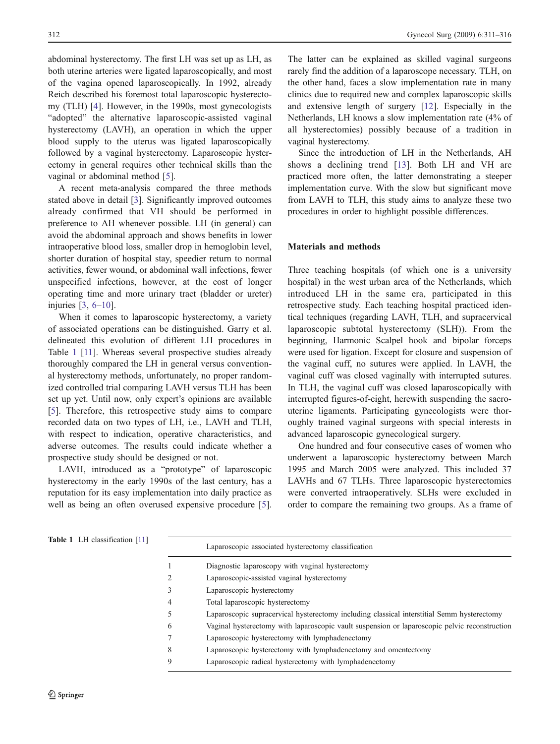abdominal hysterectomy. The first LH was set up as LH, as both uterine arteries were ligated laparoscopically, and most of the vagina opened laparoscopically. In 1992, already Reich described his foremost total laparoscopic hysterectomy (TLH) [4]. However, in the 1990s, most gynecologists "adopted" the alternative laparoscopic-assisted vaginal hysterectomy (LAVH), an operation in which the upper blood supply to the uterus was ligated laparoscopically followed by a vaginal hysterectomy. Laparoscopic hysterectomy in general requires other technical skills than the vaginal or abdominal method [5].

A recent meta-analysis compared the three methods stated above in detail [3]. Significantly improved outcomes already confirmed that VH should be performed in preference to AH whenever possible. LH (in general) can avoid the abdominal approach and shows benefits in lower intraoperative blood loss, smaller drop in hemoglobin level, shorter duration of hospital stay, speedier return to normal activities, fewer wound, or abdominal wall infections, fewer unspecified infections, however, at the cost of longer operating time and more urinary tract (bladder or ureter) injuries [3, 6–10].

When it comes to laparoscopic hysterectomy, a variety of associated operations can be distinguished. Garry et al. delineated this evolution of different LH procedures in Table 1 [11]. Whereas several prospective studies already thoroughly compared the LH in general versus conventional hysterectomy methods, unfortunately, no proper randomized controlled trial comparing LAVH versus TLH has been set up yet. Until now, only expert's opinions are available [5]. Therefore, this retrospective study aims to compare recorded data on two types of LH, i.e., LAVH and TLH, with respect to indication, operative characteristics, and adverse outcomes. The results could indicate whether a prospective study should be designed or not.

LAVH, introduced as a "prototype" of laparoscopic hysterectomy in the early 1990s of the last century, has a reputation for its easy implementation into daily practice as well as being an often overused expensive procedure [5]. The latter can be explained as skilled vaginal surgeons rarely find the addition of a laparoscope necessary. TLH, on the other hand, faces a slow implementation rate in many clinics due to required new and complex laparoscopic skills and extensive length of surgery [12]. Especially in the Netherlands, LH knows a slow implementation rate (4% of all hysterectomies) possibly because of a tradition in vaginal hysterectomy.

Since the introduction of LH in the Netherlands, AH shows a declining trend [13]. Both LH and VH are practiced more often, the latter demonstrating a steeper implementation curve. With the slow but significant move from LAVH to TLH, this study aims to analyze these two procedures in order to highlight possible differences.

## Materials and methods

Three teaching hospitals (of which one is a university hospital) in the west urban area of the Netherlands, which introduced LH in the same era, participated in this retrospective study. Each teaching hospital practiced identical techniques (regarding LAVH, TLH, and supracervical laparoscopic subtotal hysterectomy (SLH)). From the beginning, Harmonic Scalpel hook and bipolar forceps were used for ligation. Except for closure and suspension of the vaginal cuff, no sutures were applied. In LAVH, the vaginal cuff was closed vaginally with interrupted sutures. In TLH, the vaginal cuff was closed laparoscopically with interrupted figures-of-eight, herewith suspending the sacrouterine ligaments. Participating gynecologists were thoroughly trained vaginal surgeons with special interests in advanced laparoscopic gynecological surgery.

One hundred and four consecutive cases of women who underwent a laparoscopic hysterectomy between March 1995 and March 2005 were analyzed. This included 37 LAVHs and 67 TLHs. Three laparoscopic hysterectomies were converted intraoperatively. SLHs were excluded in order to compare the remaining two groups. As a frame of

**Table 1** LH classification [11]

| | Laparoscopic associated hysterectomy classification |
|---|---|
| 1 | Diagnostic laparoscopy with vaginal hysterectomy |
| 2 | Laparoscopic-assisted vaginal hysterectomy |
| 3 | Laparoscopic hysterectomy |
| 4 | Total laparoscopic hysterectomy |
| 5 | Laparoscopic supracervical hysterectomy including classical interstitial Semm hysterectomy |
| 6 | Vaginal hysterectomy with laparoscopic vault suspension or laparoscopic pelvic reconstruction |
| 7 | Laparoscopic hysterectomy with lymphadenectomy |
| 8 | Laparoscopic hysterectomy with lymphadenectomy and omentectomy |
| 9 | Laparoscopic radical hysterectomy with lymphadenectomy |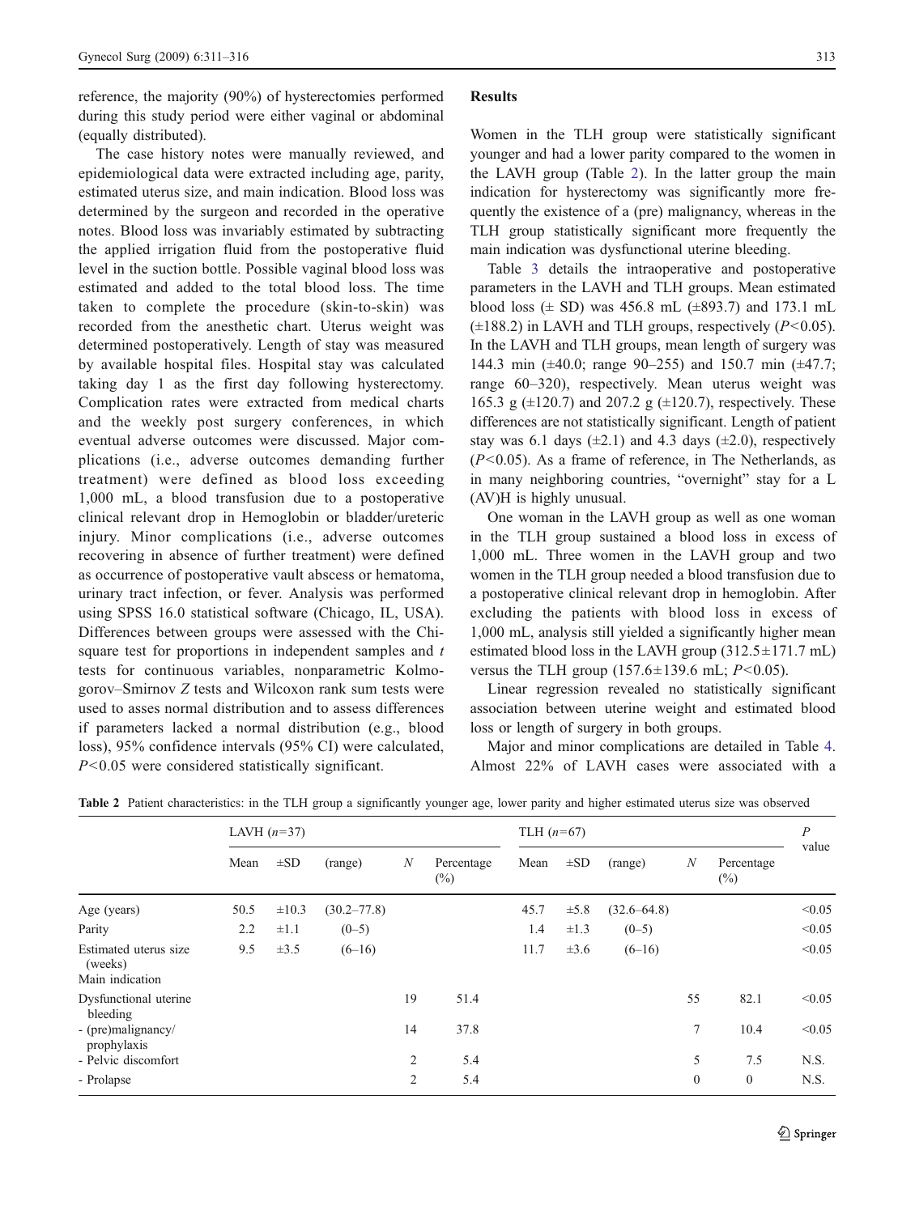reference, the majority (90%) of hysterectomies performed during this study period were either vaginal or abdominal (equally distributed).

The case history notes were manually reviewed, and epidemiological data were extracted including age, parity, estimated uterus size, and main indication. Blood loss was determined by the surgeon and recorded in the operative notes. Blood loss was invariably estimated by subtracting the applied irrigation fluid from the postoperative fluid level in the suction bottle. Possible vaginal blood loss was estimated and added to the total blood loss. The time taken to complete the procedure (skin-to-skin) was recorded from the anesthetic chart. Uterus weight was determined postoperatively. Length of stay was measured by available hospital files. Hospital stay was calculated taking day 1 as the first day following hysterectomy. Complication rates were extracted from medical charts and the weekly post surgery conferences, in which eventual adverse outcomes were discussed. Major complications (i.e., adverse outcomes demanding further treatment) were defined as blood loss exceeding 1,000 mL, a blood transfusion due to a postoperative clinical relevant drop in Hemoglobin or bladder/ureteric injury. Minor complications (i.e., adverse outcomes recovering in absence of further treatment) were defined as occurrence of postoperative vault abscess or hematoma, urinary tract infection, or fever. Analysis was performed using SPSS 16.0 statistical software (Chicago, IL, USA). Differences between groups were assessed with the Chi-square test for proportions in independent samples and *t* tests for continuous variables, nonparametric Kolmogorov–Smirnov *Z* tests and Wilcoxon rank sum tests were used to asses normal distribution and to assess differences if parameters lacked a normal distribution (e.g., blood loss), 95% confidence intervals (95% CI) were calculated, $P<0.05$ were considered statistically significant.

## Results

Women in the TLH group were statistically significant younger and had a lower parity compared to the women in the LAVH group (Table 2). In the latter group the main indication for hysterectomy was significantly more frequently the existence of a (pre) malignancy, whereas in the TLH group statistically significant more frequently the main indication was dysfunctional uterine bleeding.

Table 3 details the intraoperative and postoperative parameters in the LAVH and TLH groups. Mean estimated blood loss (± SD) was 456.8 mL (±893.7) and 173.1 mL (±188.2) in LAVH and TLH groups, respectively ($P<0.05$). In the LAVH and TLH groups, mean length of surgery was 144.3 min (±40.0; range 90–255) and 150.7 min (±47.7; range 60–320), respectively. Mean uterus weight was 165.3 g (±120.7) and 207.2 g (±120.7), respectively. These differences are not statistically significant. Length of patient stay was 6.1 days (±2.1) and 4.3 days (±2.0), respectively ($P<0.05$). As a frame of reference, in The Netherlands, as in many neighboring countries, "overnight" stay for a L (AV)H is highly unusual.

One woman in the LAVH group as well as one woman in the TLH group sustained a blood loss in excess of 1,000 mL. Three women in the LAVH group and two women in the TLH group needed a blood transfusion due to a postoperative clinical relevant drop in hemoglobin. After excluding the patients with blood loss in excess of 1,000 mL, analysis still yielded a significantly higher mean estimated blood loss in the LAVH group (312.5±171.7 mL) versus the TLH group (157.6±139.6 mL; $P<0.05$).

Linear regression revealed no statistically significant association between uterine weight and estimated blood loss or length of surgery in both groups.

Major and minor complications are detailed in Table 4. Almost 22% of LAVH cases were associated with a

**Table 2** Patient characteristics: in the TLH group a significantly younger age, lower parity and higher estimated uterus size was observed

| | LAVH ($n$=37) | | | | | TLH ($n$=67) | | | | | $P$ value |
|---|---|---|---|---|---|---|---|---|---|---|---|
| | Mean | ±SD | (range) | $N$ | Percentage (%) | Mean | ±SD | (range) | $N$ | Percentage (%) | |
| Age (years) | 50.5 | ±10.3 | (30.2–77.8) | | | 45.7 | ±5.8 | (32.6–64.8) | | | <0.05 |
| Parity | 2.2 | ±1.1 | (0–5) | | | 1.4 | ±1.3 | (0–5) | | | <0.05 |
| Estimated uterus size (weeks) | 9.5 | ±3.5 | (6–16) | | | 11.7 | ±3.6 | (6–16) | | | <0.05 |
| Main indication | | | | | | | | | | | |
| Dysfunctional uterine bleeding | | | | 19 | 51.4 | | | | 55 | 82.1 | <0.05 |
| - (pre)malignancy/ prophylaxis | | | | 14 | 37.8 | | | | 7 | 10.4 | <0.05 |
| - Pelvic discomfort | | | | 2 | 5.4 | | | | 5 | 7.5 | N.S. |
| - Prolapse | | | | 2 | 5.4 | | | | 0 | 0 | N.S. |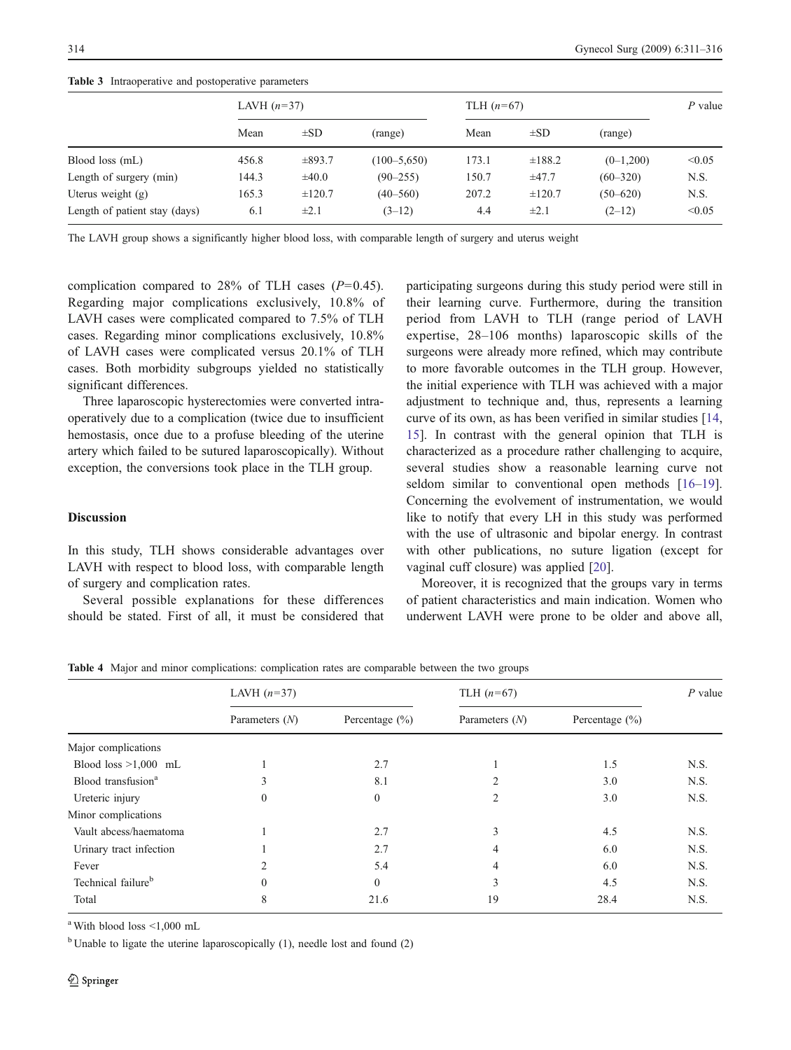**Table 3** Intraoperative and postoperative parameters

| | LAVH ($n$=37) | | | TLH ($n$=67) | | | $P$ value |
|---|---|---|---|---|---|---|---|
| | Mean | ±SD | (range) | Mean | ±SD | (range) | |
| Blood loss (mL) | 456.8 | ±893.7 | (100–5,650) | 173.1 | ±188.2 | (0–1,200) | <0.05 |
| Length of surgery (min) | 144.3 | ±40.0 | (90–255) | 150.7 | ±47.7 | (60–320) | N.S. |
| Uterus weight (g) | 165.3 | ±120.7 | (40–560) | 207.2 | ±120.7 | (50–620) | N.S. |
| Length of patient stay (days) | 6.1 | ±2.1 | (3–12) | 4.4 | ±2.1 | (2–12) | <0.05 |

The LAVH group shows a significantly higher blood loss, with comparable length of surgery and uterus weight

complication compared to 28% of TLH cases ($P$=0.45). Regarding major complications exclusively, 10.8% of LAVH cases were complicated compared to 7.5% of TLH cases. Regarding minor complications exclusively, 10.8% of LAVH cases were complicated versus 20.1% of TLH cases. Both morbidity subgroups yielded no statistically significant differences.

Three laparoscopic hysterectomies were converted intraoperatively due to a complication (twice due to insufficient hemostasis, once due to a profuse bleeding of the uterine artery which failed to be sutured laparoscopically). Without exception, the conversions took place in the TLH group.

## Discussion

In this study, TLH shows considerable advantages over LAVH with respect to blood loss, with comparable length of surgery and complication rates.

Several possible explanations for these differences should be stated. First of all, it must be considered that participating surgeons during this study period were still in their learning curve. Furthermore, during the transition period from LAVH to TLH (range period of LAVH expertise, 28–106 months) laparoscopic skills of the surgeons were already more refined, which may contribute to more favorable outcomes in the TLH group. However, the initial experience with TLH was achieved with a major adjustment to technique and, thus, represents a learning curve of its own, as has been verified in similar studies [14, 15]. In contrast with the general opinion that TLH is characterized as a procedure rather challenging to acquire, several studies show a reasonable learning curve not seldom similar to conventional open methods [16–19]. Concerning the evolvement of instrumentation, we would like to notify that every LH in this study was performed with the use of ultrasonic and bipolar energy. In contrast with other publications, no suture ligation (except for vaginal cuff closure) was applied [20].

Moreover, it is recognized that the groups vary in terms of patient characteristics and main indication. Women who underwent LAVH were prone to be older and above all,

**Table 4** Major and minor complications: complication rates are comparable between the two groups

| | LAVH ($n$=37) | | TLH ($n$=67) | | $P$ value |
|---|---|---|---|---|---|
| | Parameters ($N$) | Percentage (%) | Parameters ($N$) | Percentage (%) | |
| Major complications | | | | | |
| Blood loss >1,000 mL | 1 | 2.7 | 1 | 1.5 | N.S. |
| Blood transfusion[a] | 3 | 8.1 | 2 | 3.0 | N.S. |
| Ureteric injury | 0 | 0 | 2 | 3.0 | N.S. |
| Minor complications | | | | | |
| Vault abcess/haematoma | 1 | 2.7 | 3 | 4.5 | N.S. |
| Urinary tract infection | 1 | 2.7 | 4 | 6.0 | N.S. |
| Fever | 2 | 5.4 | 4 | 6.0 | N.S. |
| Technical failure[b] | 0 | 0 | 3 | 4.5 | N.S. |
| Total | 8 | 21.6 | 19 | 28.4 | N.S. |

[a] With blood loss <1,000 mL

[b] Unable to ligate the uterine laparoscopically (1), needle lost and found (2)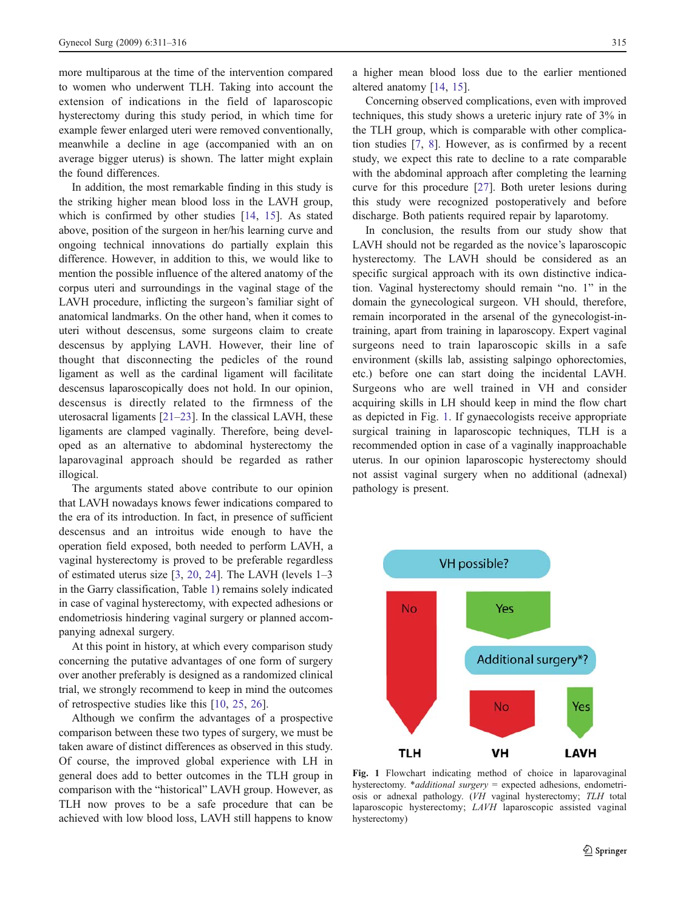more multiparous at the time of the intervention compared to women who underwent TLH. Taking into account the extension of indications in the field of laparoscopic hysterectomy during this study period, in which time for example fewer enlarged uteri were removed conventionally, meanwhile a decline in age (accompanied with an on average bigger uterus) is shown. The latter might explain the found differences.

In addition, the most remarkable finding in this study is the striking higher mean blood loss in the LAVH group, which is confirmed by other studies [14, 15]. As stated above, position of the surgeon in her/his learning curve and ongoing technical innovations do partially explain this difference. However, in addition to this, we would like to mention the possible influence of the altered anatomy of the corpus uteri and surroundings in the vaginal stage of the LAVH procedure, inflicting the surgeon's familiar sight of anatomical landmarks. On the other hand, when it comes to uteri without descensus, some surgeons claim to create descensus by applying LAVH. However, their line of thought that disconnecting the pedicles of the round ligament as well as the cardinal ligament will facilitate descensus laparoscopically does not hold. In our opinion, descensus is directly related to the firmness of the uterosacral ligaments [21–23]. In the classical LAVH, these ligaments are clamped vaginally. Therefore, being developed as an alternative to abdominal hysterectomy the laparovaginal approach should be regarded as rather illogical.

The arguments stated above contribute to our opinion that LAVH nowadays knows fewer indications compared to the era of its introduction. In fact, in presence of sufficient descensus and an introitus wide enough to have the operation field exposed, both needed to perform LAVH, a vaginal hysterectomy is proved to be preferable regardless of estimated uterus size [3, 20, 24]. The LAVH (levels 1–3 in the Garry classification, Table 1) remains solely indicated in case of vaginal hysterectomy, with expected adhesions or endometriosis hindering vaginal surgery or planned accompanying adnexal surgery.

At this point in history, at which every comparison study concerning the putative advantages of one form of surgery over another preferably is designed as a randomized clinical trial, we strongly recommend to keep in mind the outcomes of retrospective studies like this [10, 25, 26].

Although we confirm the advantages of a prospective comparison between these two types of surgery, we must be taken aware of distinct differences as observed in this study. Of course, the improved global experience with LH in general does add to better outcomes in the TLH group in comparison with the "historical" LAVH group. However, as TLH now proves to be a safe procedure that can be achieved with low blood loss, LAVH still happens to know a higher mean blood loss due to the earlier mentioned altered anatomy [14, 15].

Concerning observed complications, even with improved techniques, this study shows a ureteric injury rate of 3% in the TLH group, which is comparable with other complication studies [7, 8]. However, as is confirmed by a recent study, we expect this rate to decline to a rate comparable with the abdominal approach after completing the learning curve for this procedure [27]. Both ureter lesions during this study were recognized postoperatively and before discharge. Both patients required repair by laparotomy.

In conclusion, the results from our study show that LAVH should not be regarded as the novice's laparoscopic hysterectomy. The LAVH should be considered as an specific surgical approach with its own distinctive indication. Vaginal hysterectomy should remain "no. 1" in the domain the gynecological surgeon. VH should, therefore, remain incorporated in the arsenal of the gynecologist-in-training, apart from training in laparoscopy. Expert vaginal surgeons need to train laparoscopic skills in a safe environment (skills lab, assisting salpingo ophorectomies, etc.) before one can start doing the incidental LAVH. Surgeons who are well trained in VH and consider acquiring skills in LH should keep in mind the flow chart as depicted in Fig. 1. If gynaecologists receive appropriate surgical training in laparoscopic techniques, TLH is a recommended option in case of a vaginally inapproachable uterus. In our opinion laparoscopic hysterectomy should not assist vaginal surgery when no additional (adnexal) pathology is present.

**Fig. 1** Flowchart indicating method of choice in laparovaginal hysterectomy. \**additional surgery* = expected adhesions, endometriosis or adnexal pathology. (*VH* vaginal hysterectomy; *TLH* total laparoscopic hysterectomy; *LAVH* laparoscopic assisted vaginal hysterectomy)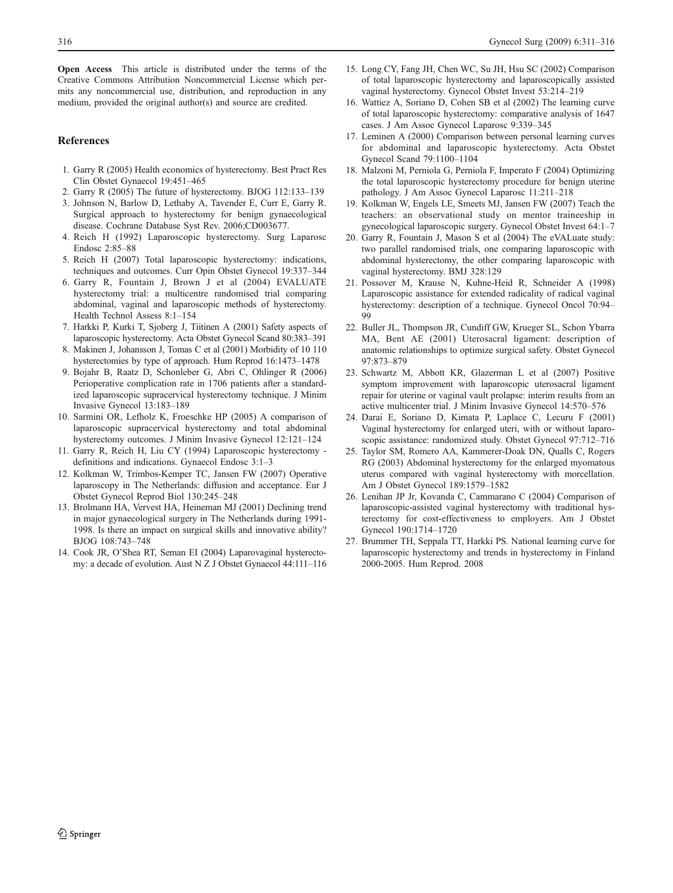**Open Access** This article is distributed under the terms of the Creative Commons Attribution Noncommercial License which permits any noncommercial use, distribution, and reproduction in any medium, provided the original author(s) and source are credited.

## References

1. Garry R (2005) Health economics of hysterectomy. Best Pract Res Clin Obstet Gynaecol 19:451–465
2. Garry R (2005) The future of hysterectomy. BJOG 112:133–139
3. Johnson N, Barlow D, Lethaby A, Tavender E, Curr E, Garry R. Surgical approach to hysterectomy for benign gynaecological disease. Cochrane Database Syst Rev. 2006;CD003677.
4. Reich H (1992) Laparoscopic hysterectomy. Surg Laparosc Endosc 2:85–88
5. Reich H (2007) Total laparoscopic hysterectomy: indications, techniques and outcomes. Curr Opin Obstet Gynecol 19:337–344
6. Garry R, Fountain J, Brown J et al (2004) EVALUATE hysterectomy trial: a multicentre randomised trial comparing abdominal, vaginal and laparoscopic methods of hysterectomy. Health Technol Assess 8:1–154
7. Harkki P, Kurki T, Sjoberg J, Tiitinen A (2001) Safety aspects of laparoscopic hysterectomy. Acta Obstet Gynecol Scand 80:383–391
8. Makinen J, Johansson J, Tomas C et al (2001) Morbidity of 10 110 hysterectomies by type of approach. Hum Reprod 16:1473–1478
9. Bojahr B, Raatz D, Schonleber G, Abri C, Ohlinger R (2006) Perioperative complication rate in 1706 patients after a standardized laparoscopic supracervical hysterectomy technique. J Minim Invasive Gynecol 13:183–189
10. Sarmini OR, Lefholz K, Froeschke HP (2005) A comparison of laparoscopic supracervical hysterectomy and total abdominal hysterectomy outcomes. J Minim Invasive Gynecol 12:121–124
11. Garry R, Reich H, Liu CY (1994) Laparoscopic hysterectomy - definitions and indications. Gynaecol Endosc 3:1–3
12. Kolkman W, Trimbos-Kemper TC, Jansen FW (2007) Operative laparoscopy in The Netherlands: diffusion and acceptance. Eur J Obstet Gynecol Reprod Biol 130:245–248
13. Brolmann HA, Vervest HA, Heineman MJ (2001) Declining trend in major gynaecological surgery in The Netherlands during 1991-1998. Is there an impact on surgical skills and innovative ability? BJOG 108:743–748
14. Cook JR, O'Shea RT, Seman EI (2004) Laparovaginal hysterectomy: a decade of evolution. Aust N Z J Obstet Gynaecol 44:111–116
15. Long CY, Fang JH, Chen WC, Su JH, Hsu SC (2002) Comparison of total laparoscopic hysterectomy and laparoscopically assisted vaginal hysterectomy. Gynecol Obstet Invest 53:214–219
16. Wattiez A, Soriano D, Cohen SB et al (2002) The learning curve of total laparoscopic hysterectomy: comparative analysis of 1647 cases. J Am Assoc Gynecol Laparosc 9:339–345
17. Leminen A (2000) Comparison between personal learning curves for abdominal and laparoscopic hysterectomy. Acta Obstet Gynecol Scand 79:1100–1104
18. Malzoni M, Perniola G, Perniola F, Imperato F (2004) Optimizing the total laparoscopic hysterectomy procedure for benign uterine pathology. J Am Assoc Gynecol Laparosc 11:211–218
19. Kolkman W, Engels LE, Smeets MJ, Jansen FW (2007) Teach the teachers: an observational study on mentor traineeship in gynecological laparoscopic surgery. Gynecol Obstet Invest 64:1–7
20. Garry R, Fountain J, Mason S et al (2004) The eVALuate study: two parallel randomised trials, one comparing laparoscopic with abdominal hysterectomy, the other comparing laparoscopic with vaginal hysterectomy. BMJ 328:129
21. Possover M, Krause N, Kuhne-Heid R, Schneider A (1998) Laparoscopic assistance for extended radicality of radical vaginal hysterectomy: description of a technique. Gynecol Oncol 70:94–99
22. Buller JL, Thompson JR, Cundiff GW, Krueger SL, Schon Ybarra MA, Bent AE (2001) Uterosacral ligament: description of anatomic relationships to optimize surgical safety. Obstet Gynecol 97:873–879
23. Schwartz M, Abbott KR, Glazerman L et al (2007) Positive symptom improvement with laparoscopic uterosacral ligament repair for uterine or vaginal vault prolapse: interim results from an active multicenter trial. J Minim Invasive Gynecol 14:570–576
24. Darai E, Soriano D, Kimata P, Laplace C, Lecuru F (2001) Vaginal hysterectomy for enlarged uteri, with or without laparoscopic assistance: randomized study. Obstet Gynecol 97:712–716
25. Taylor SM, Romero AA, Kammerer-Doak DN, Qualls C, Rogers RG (2003) Abdominal hysterectomy for the enlarged myomatous uterus compared with vaginal hysterectomy with morcellation. Am J Obstet Gynecol 189:1579–1582
26. Lenihan JP Jr, Kovanda C, Cammarano C (2004) Comparison of laparoscopic-assisted vaginal hysterectomy with traditional hysterectomy for cost-effectiveness to employers. Am J Obstet Gynecol 190:1714–1720
27. Brummer TH, Seppala TT, Harkki PS. National learning curve for laparoscopic hysterectomy and trends in hysterectomy in Finland 2000-2005. Hum Reprod. 2008